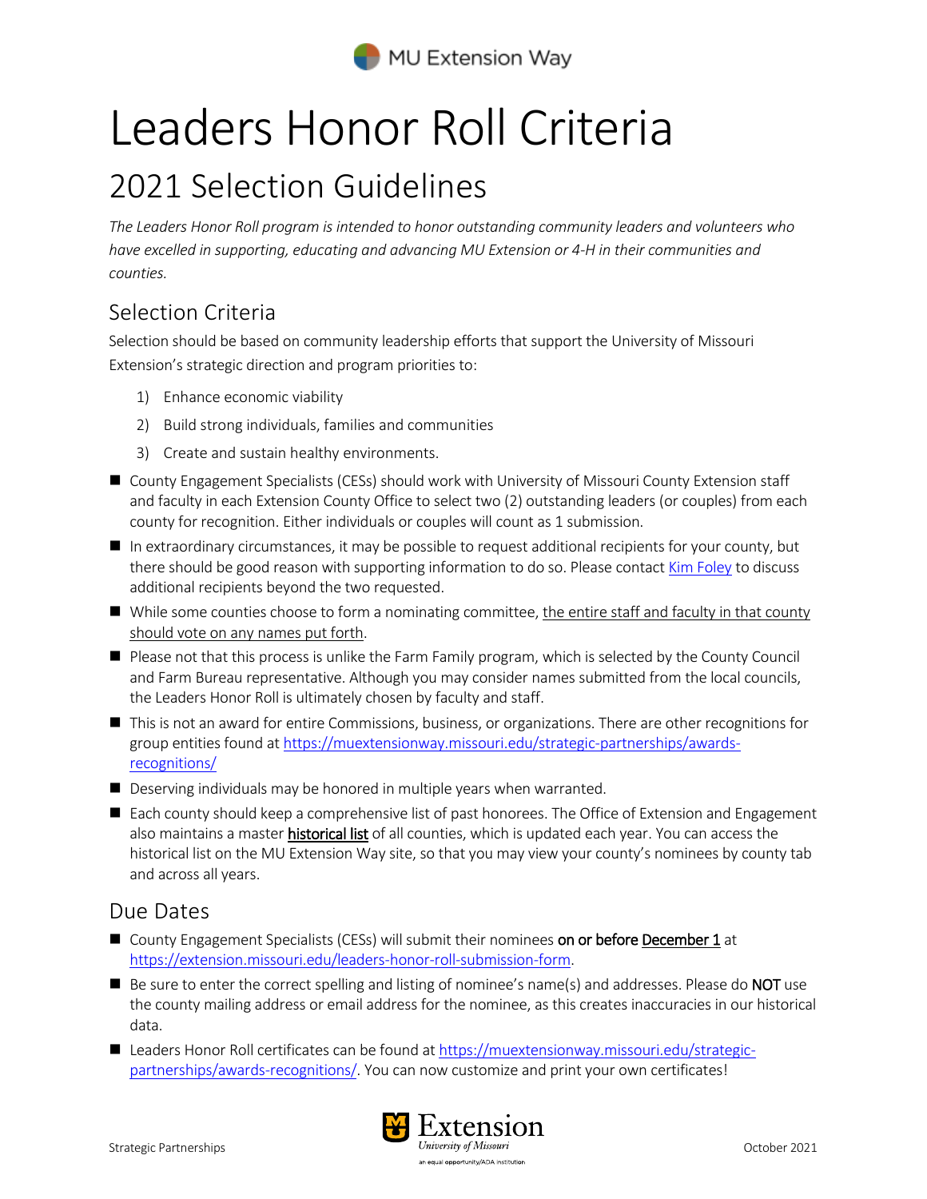MU Extension Way

# Leaders Honor Roll Criteria

## 2021 Selection Guidelines

*The Leaders Honor Roll program is intended to honor outstanding community leaders and volunteers who have excelled in supporting, educating and advancing MU Extension or 4-H in their communities and counties.*

### Selection Criteria

Selection should be based on community leadership efforts that support the University of Missouri Extension's strategic direction and program priorities to:

1) Enhance economic viability
2) Build strong individuals, families and communities
3) Create and sustain healthy environments.

- County Engagement Specialists (CESs) should work with University of Missouri County Extension staff and faculty in each Extension County Office to select two (2) outstanding leaders (or couples) from each county for recognition. Either individuals or couples will count as 1 submission.
- In extraordinary circumstances, it may be possible to request additional recipients for your county, but there should be good reason with supporting information to do so. Please contact Kim Foley to discuss additional recipients beyond the two requested.
- While some counties choose to form a nominating committee, the entire staff and faculty in that county should vote on any names put forth.
- Please not that this process is unlike the Farm Family program, which is selected by the County Council and Farm Bureau representative. Although you may consider names submitted from the local councils, the Leaders Honor Roll is ultimately chosen by faculty and staff.
- This is not an award for entire Commissions, business, or organizations. There are other recognitions for group entities found at https://muextensionway.missouri.edu/strategic-partnerships/awards-recognitions/
- Deserving individuals may be honored in multiple years when warranted.
- Each county should keep a comprehensive list of past honorees. The Office of Extension and Engagement also maintains a master **historical list** of all counties, which is updated each year. You can access the historical list on the MU Extension Way site, so that you may view your county's nominees by county tab and across all years.

### Due Dates

- County Engagement Specialists (CESs) will submit their nominees **on or before December 1** at https://extension.missouri.edu/leaders-honor-roll-submission-form.
- Be sure to enter the correct spelling and listing of nominee's name(s) and addresses. Please do **NOT** use the county mailing address or email address for the nominee, as this creates inaccuracies in our historical data.
- Leaders Honor Roll certificates can be found at https://muextensionway.missouri.edu/strategic-partnerships/awards-recognitions/. You can now customize and print your own certificates!

Strategic Partnerships

Extension University of Missouri

an equal opportunity/ADA institution

October 2021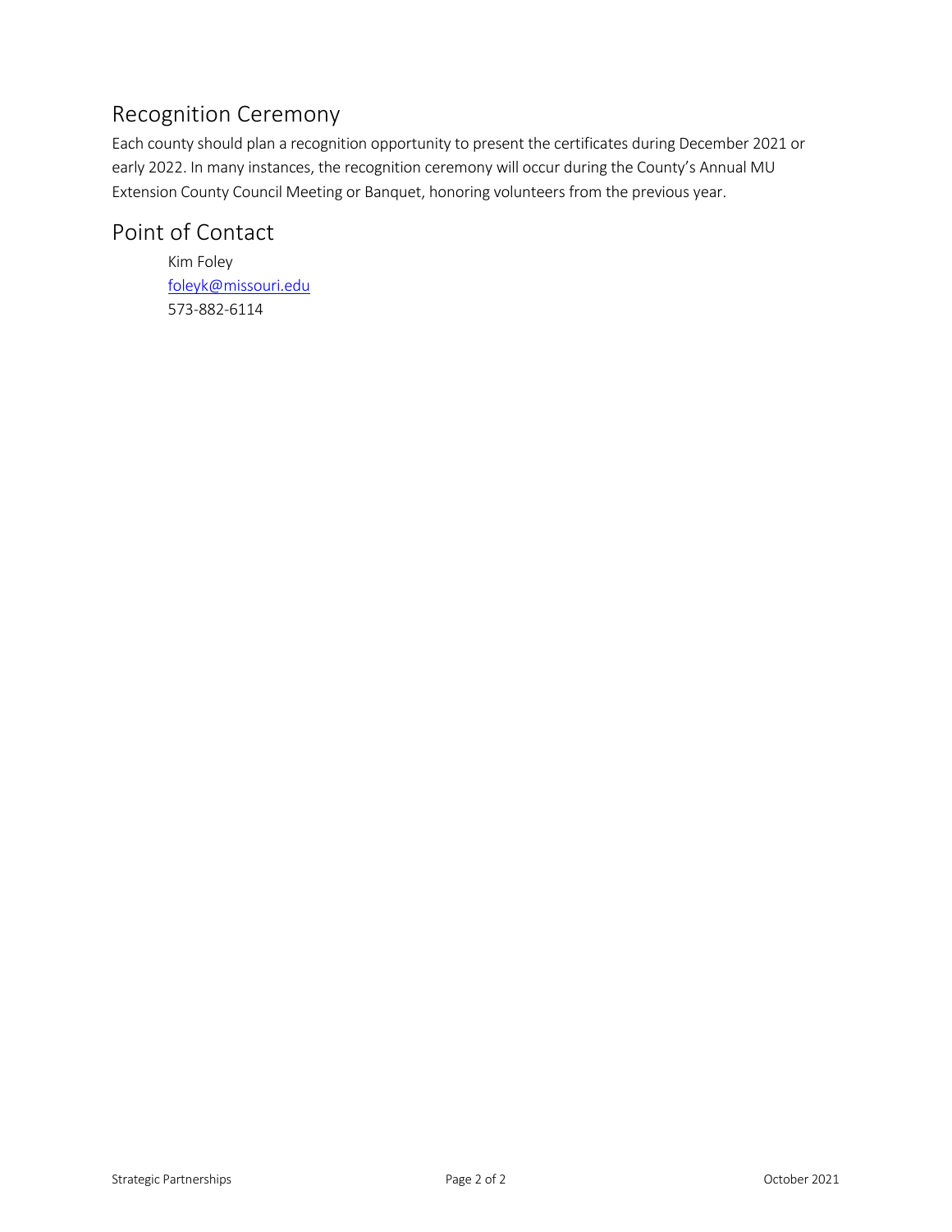## Recognition Ceremony

Each county should plan a recognition opportunity to present the certificates during December 2021 or early 2022. In many instances, the recognition ceremony will occur during the County's Annual MU Extension County Council Meeting or Banquet, honoring volunteers from the previous year.

## Point of Contact

Kim Foley
foleyk@missouri.edu
573-882-6114